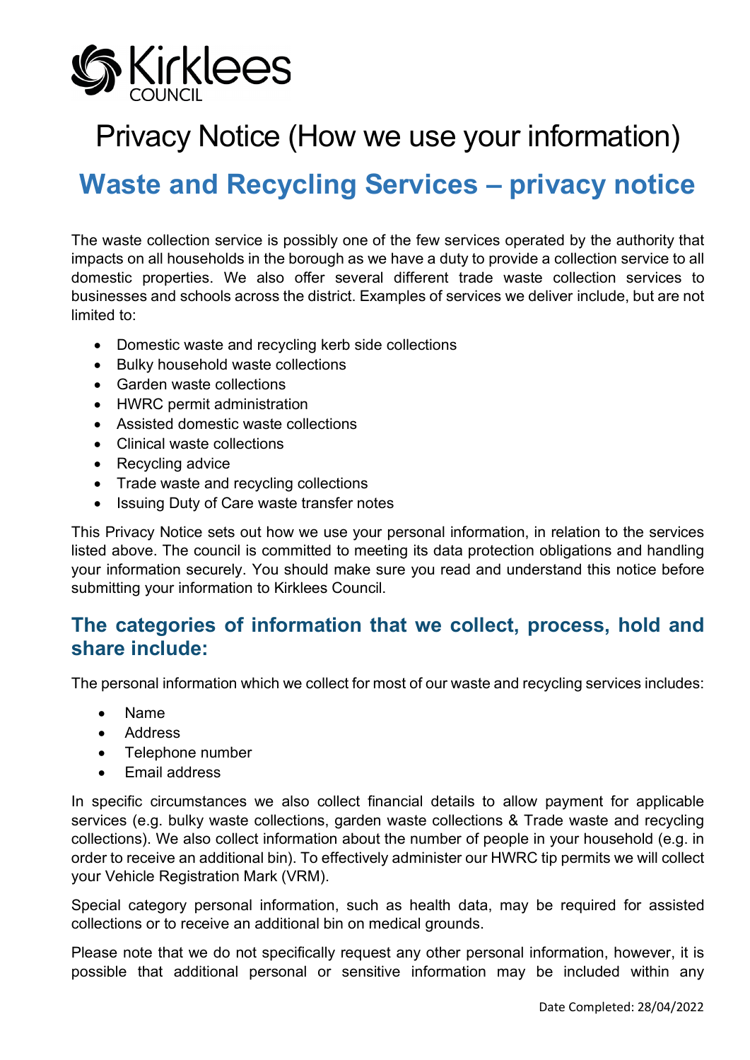Kirklees COUNCIL

# Privacy Notice (How we use your information)

## Waste and Recycling Services – privacy notice

The waste collection service is possibly one of the few services operated by the authority that impacts on all households in the borough as we have a duty to provide a collection service to all domestic properties. We also offer several different trade waste collection services to businesses and schools across the district. Examples of services we deliver include, but are not limited to:

- Domestic waste and recycling kerb side collections
- Bulky household waste collections
- Garden waste collections
- HWRC permit administration
- Assisted domestic waste collections
- Clinical waste collections
- Recycling advice
- Trade waste and recycling collections
- Issuing Duty of Care waste transfer notes

This Privacy Notice sets out how we use your personal information, in relation to the services listed above. The council is committed to meeting its data protection obligations and handling your information securely. You should make sure you read and understand this notice before submitting your information to Kirklees Council.

### The categories of information that we collect, process, hold and share include:

The personal information which we collect for most of our waste and recycling services includes:

- Name
- Address
- Telephone number
- Email address

In specific circumstances we also collect financial details to allow payment for applicable services (e.g. bulky waste collections, garden waste collections & Trade waste and recycling collections). We also collect information about the number of people in your household (e.g. in order to receive an additional bin). To effectively administer our HWRC tip permits we will collect your Vehicle Registration Mark (VRM).

Special category personal information, such as health data, may be required for assisted collections or to receive an additional bin on medical grounds.

Please note that we do not specifically request any other personal information, however, it is possible that additional personal or sensitive information may be included within any

Date Completed: 28/04/2022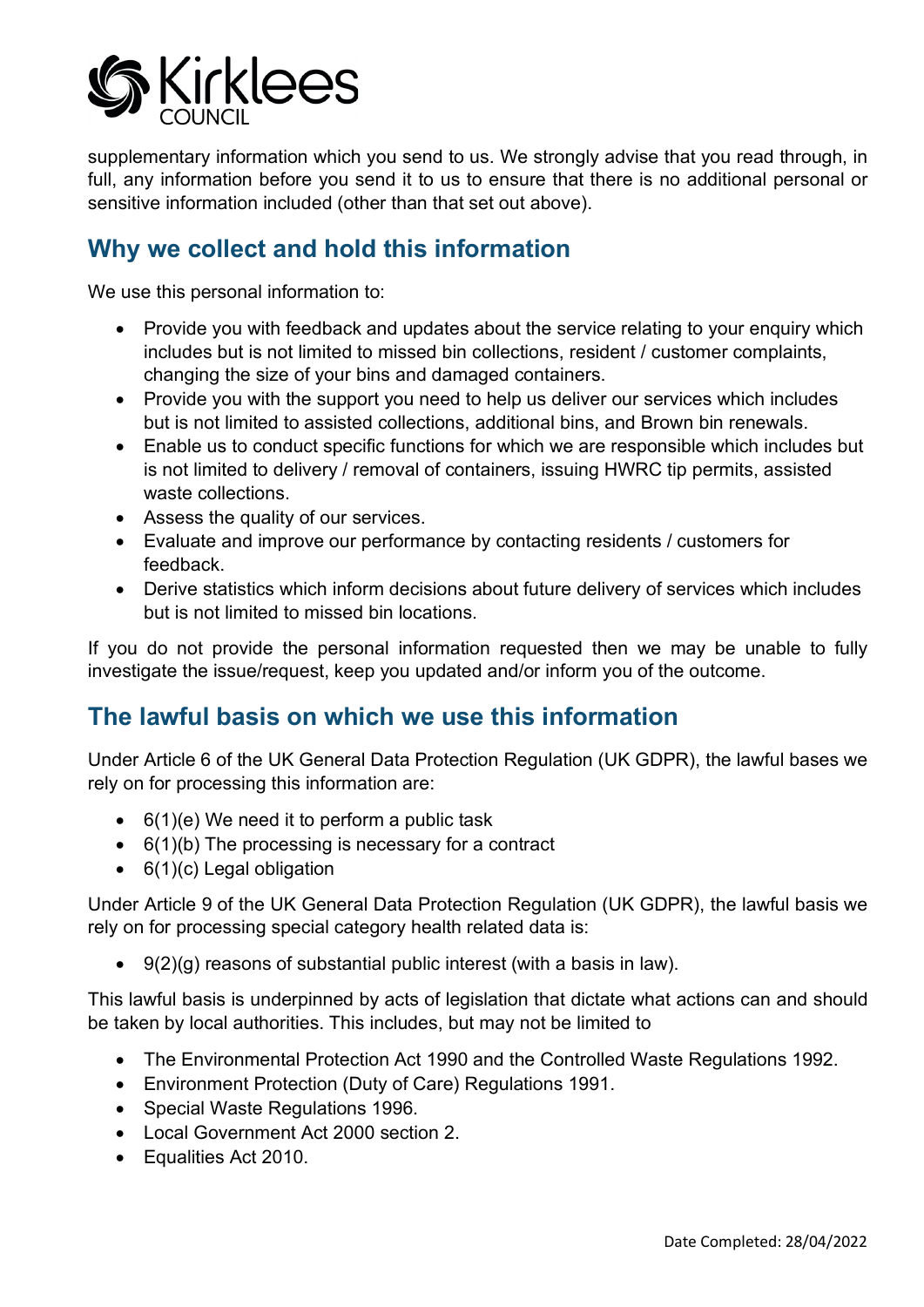supplementary information which you send to us. We strongly advise that you read through, in full, any information before you send it to us to ensure that there is no additional personal or sensitive information included (other than that set out above).

## Why we collect and hold this information

We use this personal information to:

- Provide you with feedback and updates about the service relating to your enquiry which includes but is not limited to missed bin collections, resident / customer complaints, changing the size of your bins and damaged containers.
- Provide you with the support you need to help us deliver our services which includes but is not limited to assisted collections, additional bins, and Brown bin renewals.
- Enable us to conduct specific functions for which we are responsible which includes but is not limited to delivery / removal of containers, issuing HWRC tip permits, assisted waste collections.
- Assess the quality of our services.
- Evaluate and improve our performance by contacting residents / customers for feedback.
- Derive statistics which inform decisions about future delivery of services which includes but is not limited to missed bin locations.

If you do not provide the personal information requested then we may be unable to fully investigate the issue/request, keep you updated and/or inform you of the outcome.

## The lawful basis on which we use this information

Under Article 6 of the UK General Data Protection Regulation (UK GDPR), the lawful bases we rely on for processing this information are:

- 6(1)(e) We need it to perform a public task
- 6(1)(b) The processing is necessary for a contract
- 6(1)(c) Legal obligation

Under Article 9 of the UK General Data Protection Regulation (UK GDPR), the lawful basis we rely on for processing special category health related data is:

- 9(2)(g) reasons of substantial public interest (with a basis in law).

This lawful basis is underpinned by acts of legislation that dictate what actions can and should be taken by local authorities. This includes, but may not be limited to

- The Environmental Protection Act 1990 and the Controlled Waste Regulations 1992.
- Environment Protection (Duty of Care) Regulations 1991.
- Special Waste Regulations 1996.
- Local Government Act 2000 section 2.
- Equalities Act 2010.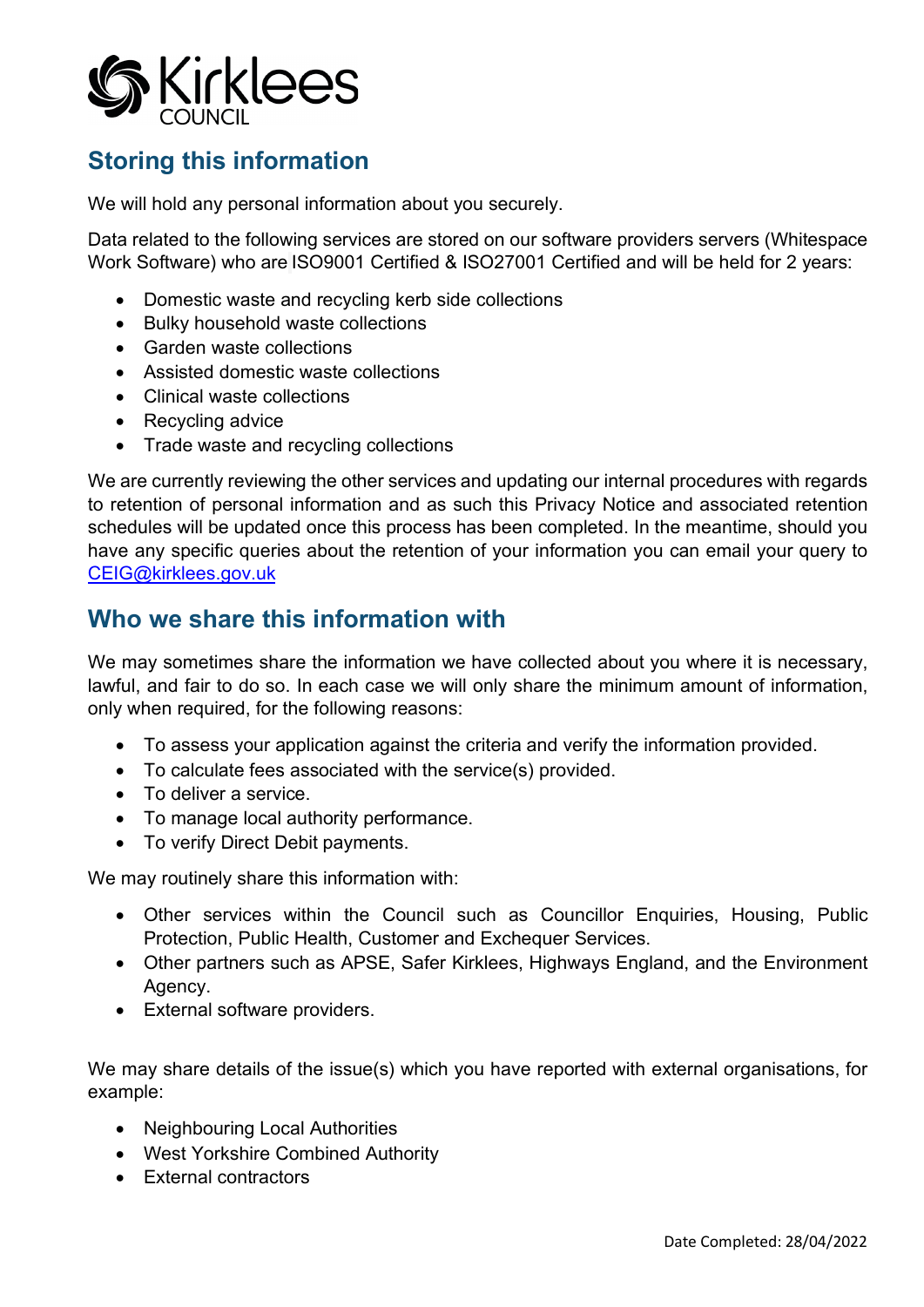## Storing this information

We will hold any personal information about you securely.

Data related to the following services are stored on our software providers servers (Whitespace Work Software) who are ISO9001 Certified & ISO27001 Certified and will be held for 2 years:

- Domestic waste and recycling kerb side collections
- Bulky household waste collections
- Garden waste collections
- Assisted domestic waste collections
- Clinical waste collections
- Recycling advice
- Trade waste and recycling collections

We are currently reviewing the other services and updating our internal procedures with regards to retention of personal information and as such this Privacy Notice and associated retention schedules will be updated once this process has been completed. In the meantime, should you have any specific queries about the retention of your information you can email your query to [CEIG@kirklees.gov.uk](mailto:CEIG@kirklees.gov.uk)

## Who we share this information with

We may sometimes share the information we have collected about you where it is necessary, lawful, and fair to do so. In each case we will only share the minimum amount of information, only when required, for the following reasons:

- To assess your application against the criteria and verify the information provided.
- To calculate fees associated with the service(s) provided.
- To deliver a service.
- To manage local authority performance.
- To verify Direct Debit payments.

We may routinely share this information with:

- Other services within the Council such as Councillor Enquiries, Housing, Public Protection, Public Health, Customer and Exchequer Services.
- Other partners such as APSE, Safer Kirklees, Highways England, and the Environment Agency.
- External software providers.

We may share details of the issue(s) which you have reported with external organisations, for example:

- Neighbouring Local Authorities
- West Yorkshire Combined Authority
- External contractors

Date Completed: 28/04/2022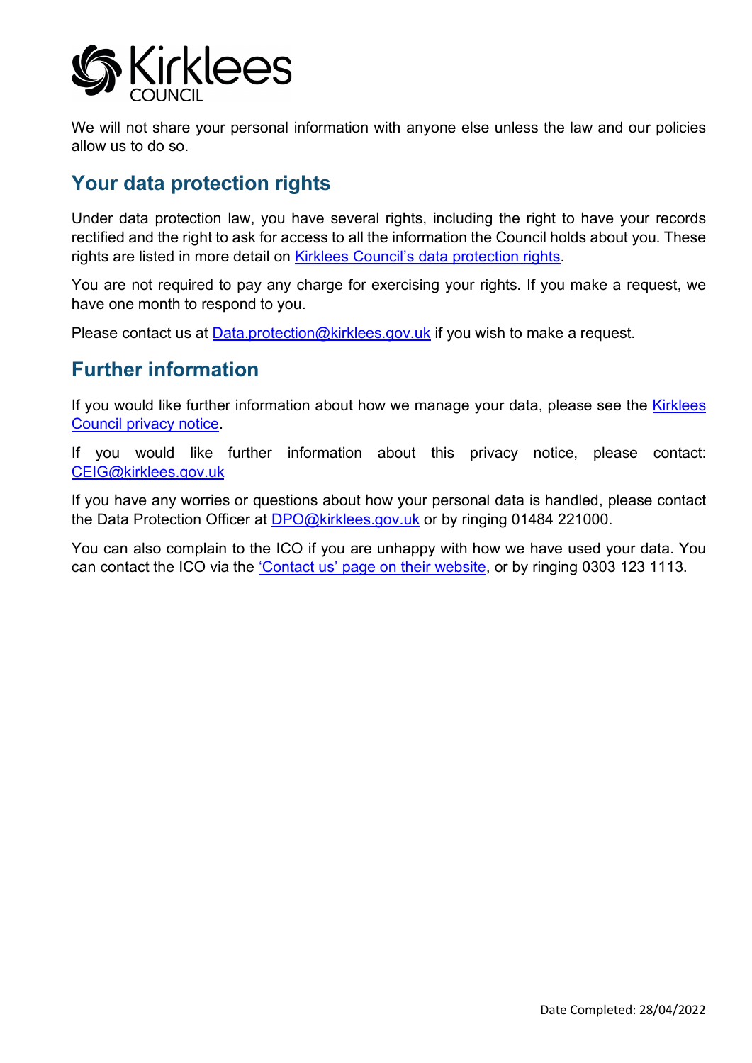We will not share your personal information with anyone else unless the law and our policies allow us to do so.

## Your data protection rights

Under data protection law, you have several rights, including the right to have your records rectified and the right to ask for access to all the information the Council holds about you. These rights are listed in more detail on Kirklees Council's data protection rights.

You are not required to pay any charge for exercising your rights. If you make a request, we have one month to respond to you.

Please contact us at Data.protection@kirklees.gov.uk if you wish to make a request.

## Further information

If you would like further information about how we manage your data, please see the Kirklees Council privacy notice.

If you would like further information about this privacy notice, please contact: CEIG@kirklees.gov.uk

If you have any worries or questions about how your personal data is handled, please contact the Data Protection Officer at DPO@kirklees.gov.uk or by ringing 01484 221000.

You can also complain to the ICO if you are unhappy with how we have used your data. You can contact the ICO via the 'Contact us' page on their website, or by ringing 0303 123 1113.

Date Completed: 28/04/2022